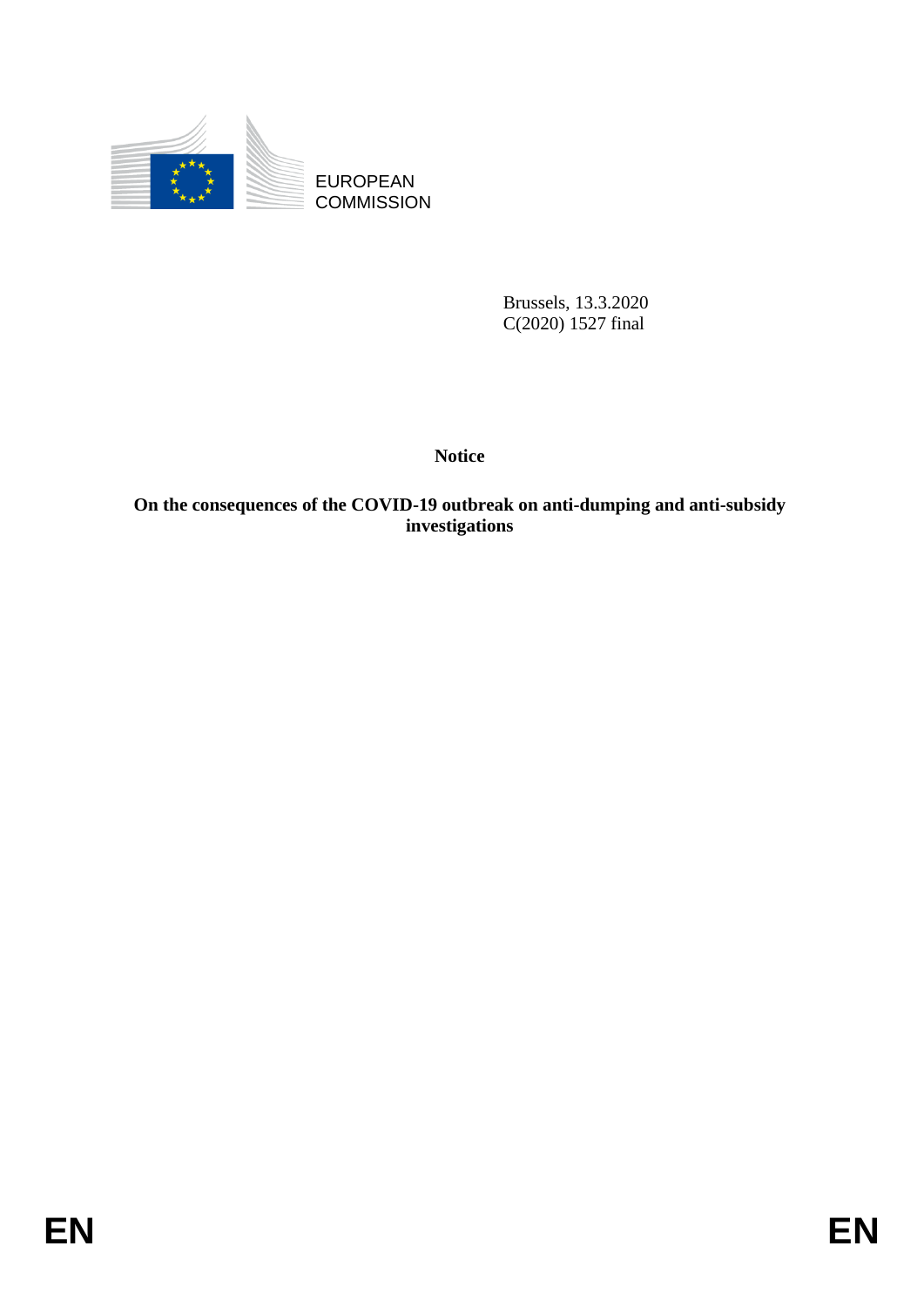EUROPEAN COMMISSION

Brussels, 13.3.2020
C(2020) 1527 final

**Notice**

**On the consequences of the COVID-19 outbreak on anti-dumping and anti-subsidy investigations**

EN EN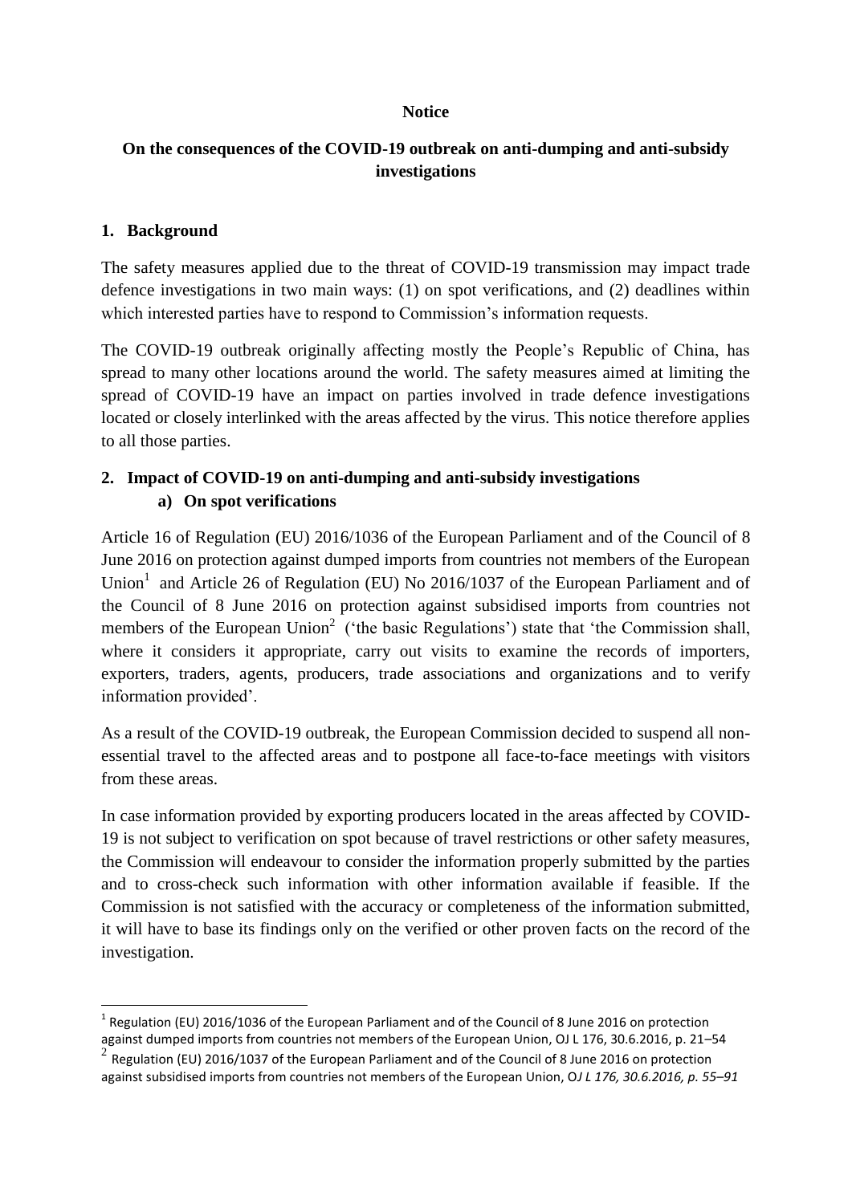**Notice**

**On the consequences of the COVID-19 outbreak on anti-dumping and anti-subsidy investigations**

## 1. Background

The safety measures applied due to the threat of COVID-19 transmission may impact trade defence investigations in two main ways: (1) on spot verifications, and (2) deadlines within which interested parties have to respond to Commission's information requests.

The COVID-19 outbreak originally affecting mostly the People's Republic of China, has spread to many other locations around the world. The safety measures aimed at limiting the spread of COVID-19 have an impact on parties involved in trade defence investigations located or closely interlinked with the areas affected by the virus. This notice therefore applies to all those parties.

## 2. Impact of COVID-19 on anti-dumping and anti-subsidy investigations

### a) On spot verifications

Article 16 of Regulation (EU) 2016/1036 of the European Parliament and of the Council of 8 June 2016 on protection against dumped imports from countries not members of the European Union[1] and Article 26 of Regulation (EU) No 2016/1037 of the European Parliament and of the Council of 8 June 2016 on protection against subsidised imports from countries not members of the European Union[2] ('the basic Regulations') state that 'the Commission shall, where it considers it appropriate, carry out visits to examine the records of importers, exporters, traders, agents, producers, trade associations and organizations and to verify information provided'.

As a result of the COVID-19 outbreak, the European Commission decided to suspend all non-essential travel to the affected areas and to postpone all face-to-face meetings with visitors from these areas.

In case information provided by exporting producers located in the areas affected by COVID-19 is not subject to verification on spot because of travel restrictions or other safety measures, the Commission will endeavour to consider the information properly submitted by the parties and to cross-check such information with other information available if feasible. If the Commission is not satisfied with the accuracy or completeness of the information submitted, it will have to base its findings only on the verified or other proven facts on the record of the investigation.

---

[1] Regulation (EU) 2016/1036 of the European Parliament and of the Council of 8 June 2016 on protection against dumped imports from countries not members of the European Union, OJ L 176, 30.6.2016, p. 21–54

[2] Regulation (EU) 2016/1037 of the European Parliament and of the Council of 8 June 2016 on protection against subsidised imports from countries not members of the European Union, O*J L 176, 30.6.2016, p. 55–91*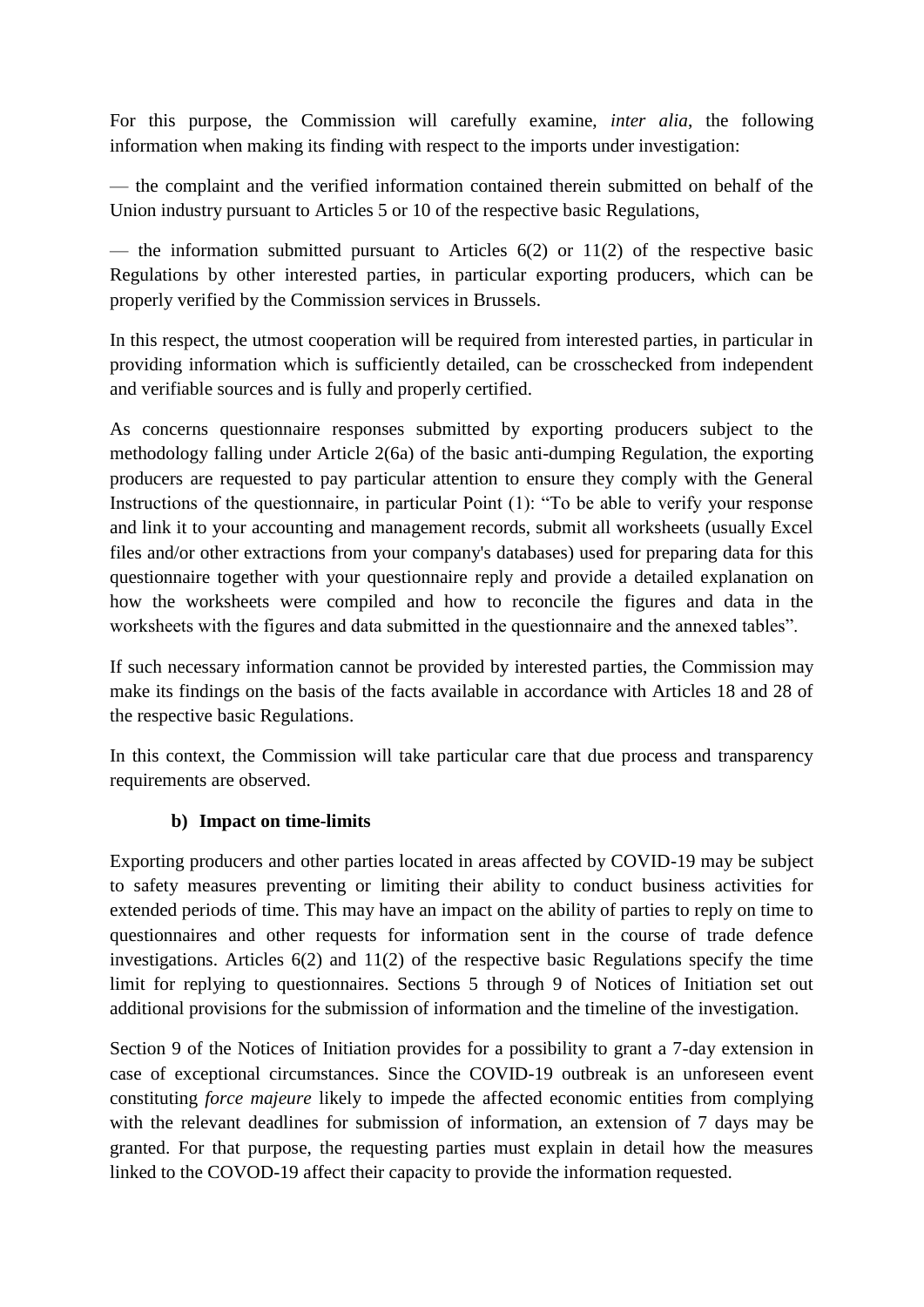For this purpose, the Commission will carefully examine, *inter alia*, the following information when making its finding with respect to the imports under investigation:

— the complaint and the verified information contained therein submitted on behalf of the Union industry pursuant to Articles 5 or 10 of the respective basic Regulations,

— the information submitted pursuant to Articles 6(2) or 11(2) of the respective basic Regulations by other interested parties, in particular exporting producers, which can be properly verified by the Commission services in Brussels.

In this respect, the utmost cooperation will be required from interested parties, in particular in providing information which is sufficiently detailed, can be crosschecked from independent and verifiable sources and is fully and properly certified.

As concerns questionnaire responses submitted by exporting producers subject to the methodology falling under Article 2(6a) of the basic anti-dumping Regulation, the exporting producers are requested to pay particular attention to ensure they comply with the General Instructions of the questionnaire, in particular Point (1): "To be able to verify your response and link it to your accounting and management records, submit all worksheets (usually Excel files and/or other extractions from your company's databases) used for preparing data for this questionnaire together with your questionnaire reply and provide a detailed explanation on how the worksheets were compiled and how to reconcile the figures and data in the worksheets with the figures and data submitted in the questionnaire and the annexed tables".

If such necessary information cannot be provided by interested parties, the Commission may make its findings on the basis of the facts available in accordance with Articles 18 and 28 of the respective basic Regulations.

In this context, the Commission will take particular care that due process and transparency requirements are observed.

### b) Impact on time-limits

Exporting producers and other parties located in areas affected by COVID-19 may be subject to safety measures preventing or limiting their ability to conduct business activities for extended periods of time. This may have an impact on the ability of parties to reply on time to questionnaires and other requests for information sent in the course of trade defence investigations. Articles 6(2) and 11(2) of the respective basic Regulations specify the time limit for replying to questionnaires. Sections 5 through 9 of Notices of Initiation set out additional provisions for the submission of information and the timeline of the investigation.

Section 9 of the Notices of Initiation provides for a possibility to grant a 7-day extension in case of exceptional circumstances. Since the COVID-19 outbreak is an unforeseen event constituting *force majeure* likely to impede the affected economic entities from complying with the relevant deadlines for submission of information, an extension of 7 days may be granted. For that purpose, the requesting parties must explain in detail how the measures linked to the COVOD-19 affect their capacity to provide the information requested.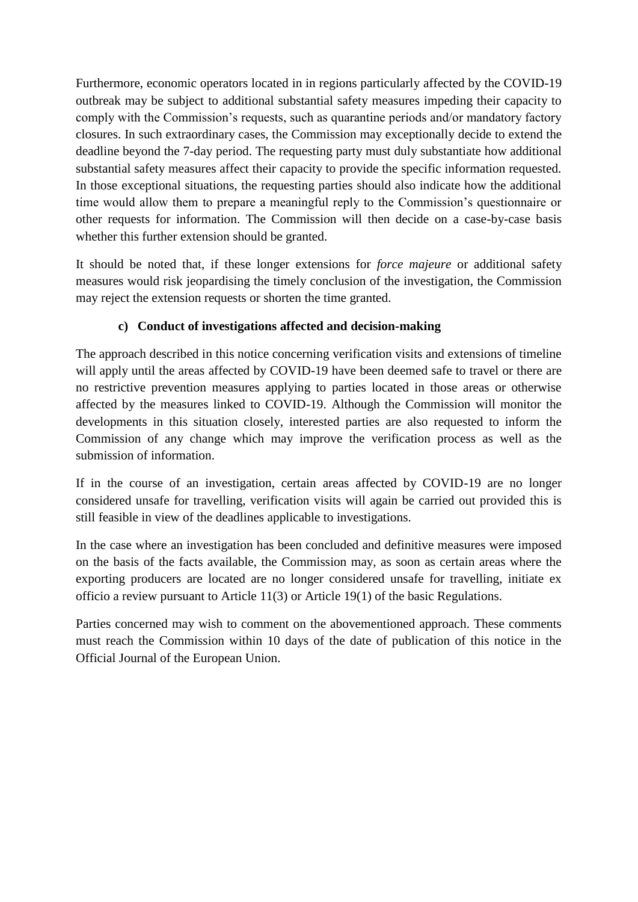Furthermore, economic operators located in in regions particularly affected by the COVID-19 outbreak may be subject to additional substantial safety measures impeding their capacity to comply with the Commission's requests, such as quarantine periods and/or mandatory factory closures. In such extraordinary cases, the Commission may exceptionally decide to extend the deadline beyond the 7-day period. The requesting party must duly substantiate how additional substantial safety measures affect their capacity to provide the specific information requested. In those exceptional situations, the requesting parties should also indicate how the additional time would allow them to prepare a meaningful reply to the Commission's questionnaire or other requests for information. The Commission will then decide on a case-by-case basis whether this further extension should be granted.

It should be noted that, if these longer extensions for *force majeure* or additional safety measures would risk jeopardising the timely conclusion of the investigation, the Commission may reject the extension requests or shorten the time granted.

### c) Conduct of investigations affected and decision-making

The approach described in this notice concerning verification visits and extensions of timeline will apply until the areas affected by COVID-19 have been deemed safe to travel or there are no restrictive prevention measures applying to parties located in those areas or otherwise affected by the measures linked to COVID-19. Although the Commission will monitor the developments in this situation closely, interested parties are also requested to inform the Commission of any change which may improve the verification process as well as the submission of information.

If in the course of an investigation, certain areas affected by COVID-19 are no longer considered unsafe for travelling, verification visits will again be carried out provided this is still feasible in view of the deadlines applicable to investigations.

In the case where an investigation has been concluded and definitive measures were imposed on the basis of the facts available, the Commission may, as soon as certain areas where the exporting producers are located are no longer considered unsafe for travelling, initiate ex officio a review pursuant to Article 11(3) or Article 19(1) of the basic Regulations.

Parties concerned may wish to comment on the abovementioned approach. These comments must reach the Commission within 10 days of the date of publication of this notice in the Official Journal of the European Union.